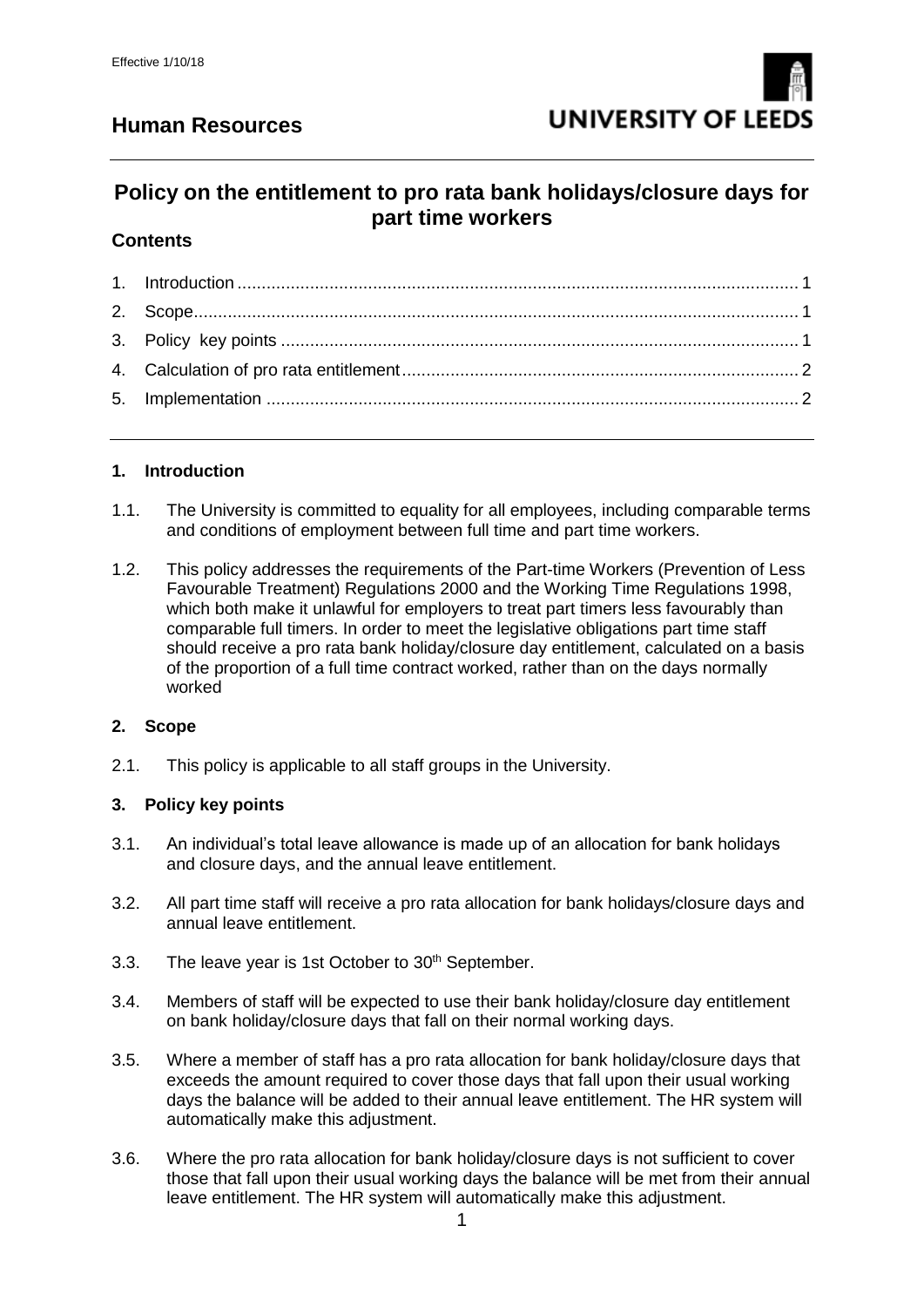Effective 1/10/18

# Human Resources

UNIVERSITY OF LEEDS

## Policy on the entitlement to pro rata bank holidays/closure days for part time workers

### Contents

1. Introduction ... 1
2. Scope ... 1
3. Policy key points ... 1
4. Calculation of pro rata entitlement ... 2
5. Implementation ... 2

### 1. Introduction

1.1. The University is committed to equality for all employees, including comparable terms and conditions of employment between full time and part time workers.

1.2. This policy addresses the requirements of the Part-time Workers (Prevention of Less Favourable Treatment) Regulations 2000 and the Working Time Regulations 1998, which both make it unlawful for employers to treat part timers less favourably than comparable full timers. In order to meet the legislative obligations part time staff should receive a pro rata bank holiday/closure day entitlement, calculated on a basis of the proportion of a full time contract worked, rather than on the days normally worked

### 2. Scope

2.1. This policy is applicable to all staff groups in the University.

### 3. Policy key points

3.1. An individual's total leave allowance is made up of an allocation for bank holidays and closure days, and the annual leave entitlement.

3.2. All part time staff will receive a pro rata allocation for bank holidays/closure days and annual leave entitlement.

3.3. The leave year is 1st October to 30th September.

3.4. Members of staff will be expected to use their bank holiday/closure day entitlement on bank holiday/closure days that fall on their normal working days.

3.5. Where a member of staff has a pro rata allocation for bank holiday/closure days that exceeds the amount required to cover those days that fall upon their usual working days the balance will be added to their annual leave entitlement. The HR system will automatically make this adjustment.

3.6. Where the pro rata allocation for bank holiday/closure days is not sufficient to cover those that fall upon their usual working days the balance will be met from their annual leave entitlement. The HR system will automatically make this adjustment.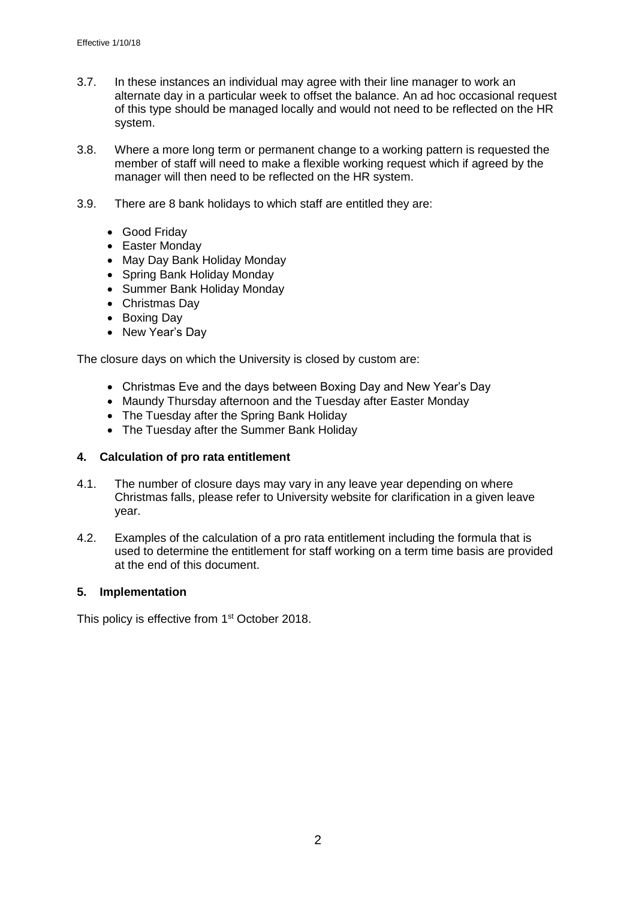3.7. In these instances an individual may agree with their line manager to work an alternate day in a particular week to offset the balance. An ad hoc occasional request of this type should be managed locally and would not need to be reflected on the HR system.

3.8. Where a more long term or permanent change to a working pattern is requested the member of staff will need to make a flexible working request which if agreed by the manager will then need to be reflected on the HR system.

3.9. There are 8 bank holidays to which staff are entitled they are:

- Good Friday
- Easter Monday
- May Day Bank Holiday Monday
- Spring Bank Holiday Monday
- Summer Bank Holiday Monday
- Christmas Day
- Boxing Day
- New Year's Day

The closure days on which the University is closed by custom are:

- Christmas Eve and the days between Boxing Day and New Year's Day
- Maundy Thursday afternoon and the Tuesday after Easter Monday
- The Tuesday after the Spring Bank Holiday
- The Tuesday after the Summer Bank Holiday

## 4. Calculation of pro rata entitlement

4.1. The number of closure days may vary in any leave year depending on where Christmas falls, please refer to University website for clarification in a given leave year.

4.2. Examples of the calculation of a pro rata entitlement including the formula that is used to determine the entitlement for staff working on a term time basis are provided at the end of this document.

## 5. Implementation

This policy is effective from 1st October 2018.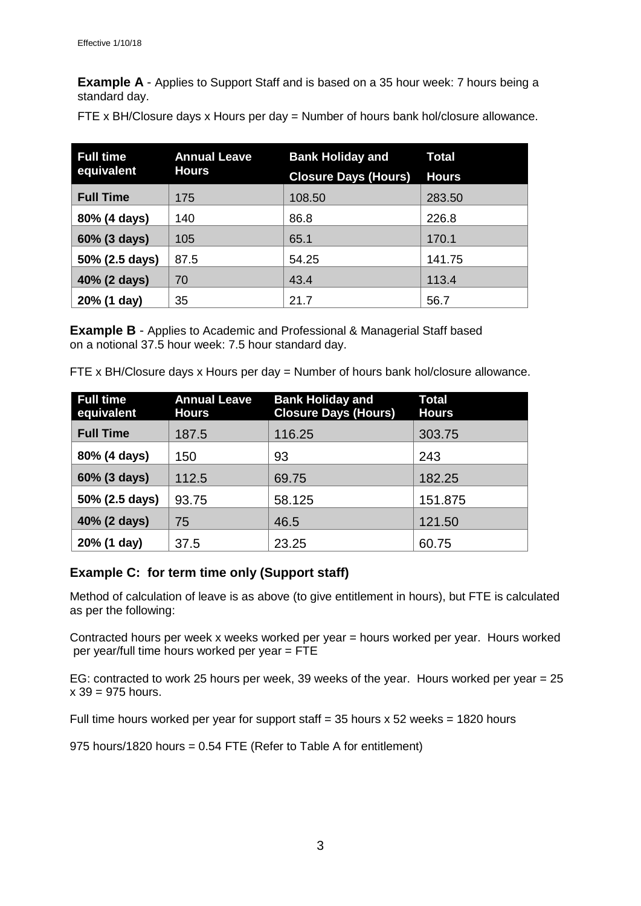Effective 1/10/18

**Example A** - Applies to Support Staff and is based on a 35 hour week: 7 hours being a standard day.

FTE x BH/Closure days x Hours per day = Number of hours bank hol/closure allowance.

| Full time equivalent | Annual Leave Hours | Bank Holiday and Closure Days (Hours) | Total Hours |
|---|---|---|---|
| **Full Time** | 175 | 108.50 | 283.50 |
| **80% (4 days)** | 140 | 86.8 | 226.8 |
| **60% (3 days)** | 105 | 65.1 | 170.1 |
| **50% (2.5 days)** | 87.5 | 54.25 | 141.75 |
| **40% (2 days)** | 70 | 43.4 | 113.4 |
| **20% (1 day)** | 35 | 21.7 | 56.7 |

**Example B** - Applies to Academic and Professional & Managerial Staff based on a notional 37.5 hour week: 7.5 hour standard day.

FTE x BH/Closure days x Hours per day = Number of hours bank hol/closure allowance.

| Full time equivalent | Annual Leave Hours | Bank Holiday and Closure Days (Hours) | Total Hours |
|---|---|---|---|
| **Full Time** | 187.5 | 116.25 | 303.75 |
| **80% (4 days)** | 150 | 93 | 243 |
| **60% (3 days)** | 112.5 | 69.75 | 182.25 |
| **50% (2.5 days)** | 93.75 | 58.125 | 151.875 |
| **40% (2 days)** | 75 | 46.5 | 121.50 |
| **20% (1 day)** | 37.5 | 23.25 | 60.75 |

### Example C: for term time only (Support staff)

Method of calculation of leave is as above (to give entitlement in hours), but FTE is calculated as per the following:

Contracted hours per week x weeks worked per year = hours worked per year. Hours worked per year/full time hours worked per year = FTE

EG: contracted to work 25 hours per week, 39 weeks of the year. Hours worked per year = 25 x 39 = 975 hours.

Full time hours worked per year for support staff = 35 hours x 52 weeks = 1820 hours

975 hours/1820 hours = 0.54 FTE (Refer to Table A for entitlement)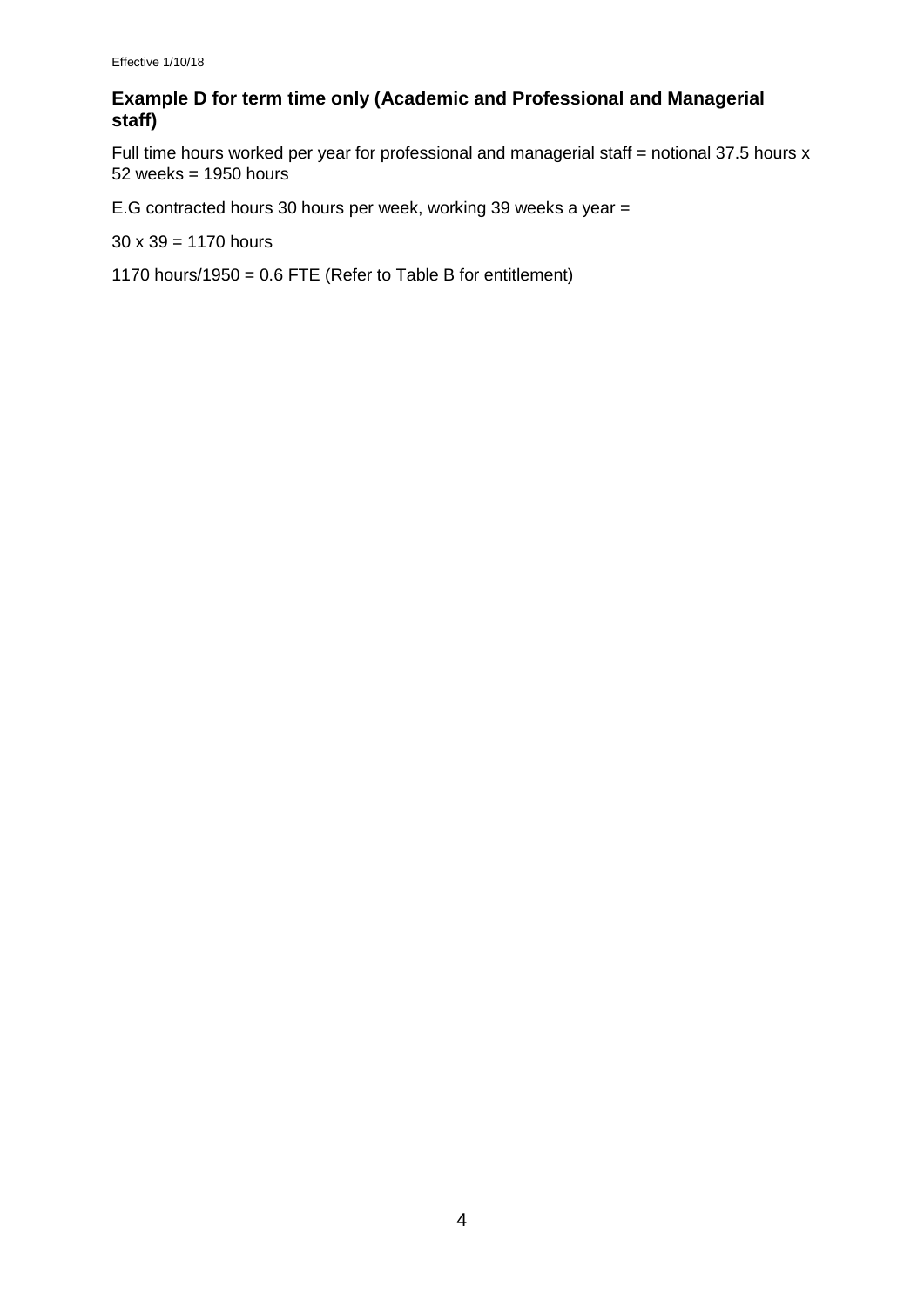### Example D for term time only (Academic and Professional and Managerial staff)

Full time hours worked per year for professional and managerial staff = notional 37.5 hours x 52 weeks = 1950 hours

E.G contracted hours 30 hours per week, working 39 weeks a year =

30 x 39 = 1170 hours

1170 hours/1950 = 0.6 FTE (Refer to Table B for entitlement)